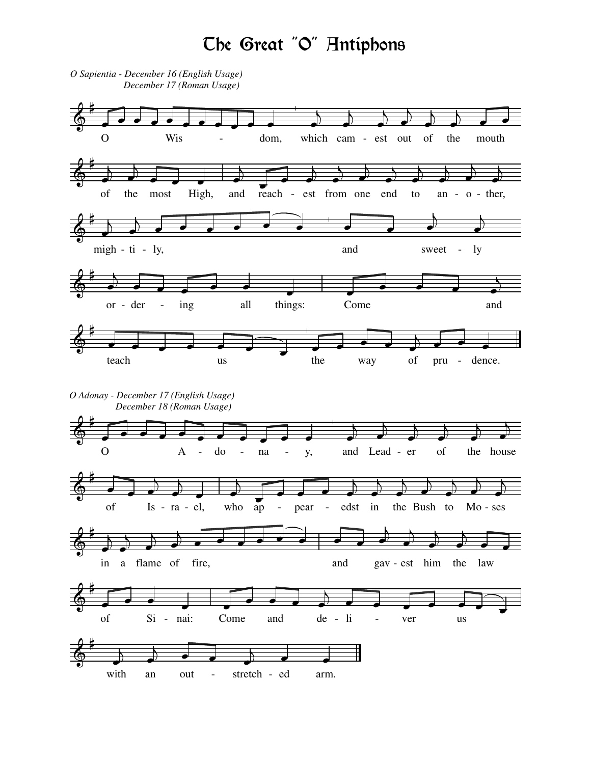# The Great "O" Antiphons

*O Sapientia - December 16 (English Usage)*
*December 17 (Roman Usage)*

O Wis - dom, which cam - est out of the mouth of the most High, and reach - est from one end to an - o - ther, migh - ti - ly, and sweet - ly or - der - ing all things: Come and teach us the way of pru - dence.

*O Adonay - December 17 (English Usage)*
*December 18 (Roman Usage)*

O A - do - na - y, and Lead - er of the house of Is - ra - el, who ap - pear - edst in the Bush to Mo - ses in a flame of fire, and gav - est him the law of Si - nai: Come and de - li - ver us with an out - stretch - ed arm.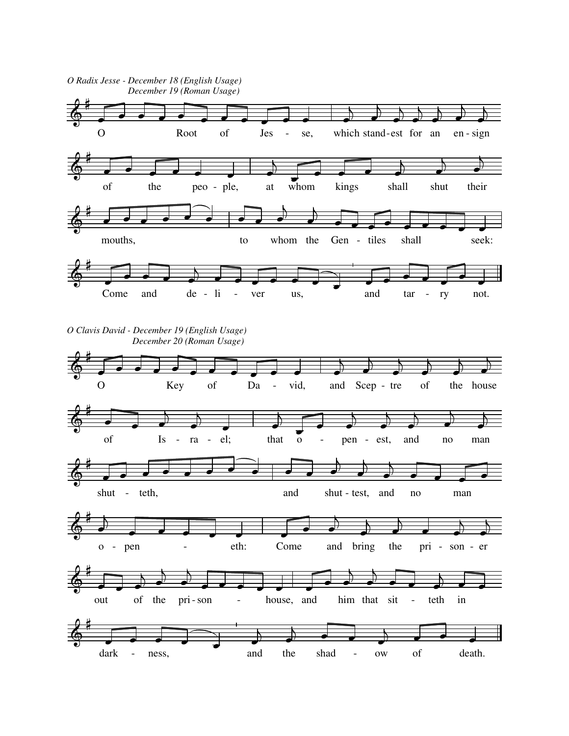*O Radix Jesse - December 18 (English Usage)*
*December 19 (Roman Usage)*

O Root of Jes - se, which stand-est for an en-sign of the peo - ple, at whom kings shall shut their mouths, to whom the Gen - tiles shall seek: Come and de - li - ver us, and tar - ry not.

*O Clavis David - December 19 (English Usage)*
*December 20 (Roman Usage)*

O Key of Da - vid, and Scep - tre of the house of Is - ra - el; that o - pen - est, and no man shut - teth, and shut - test, and no man o - pen - eth: Come and bring the pri - son - er out of the pri - son - house, and him that sit - teth in dark - ness, and the shad - ow of death.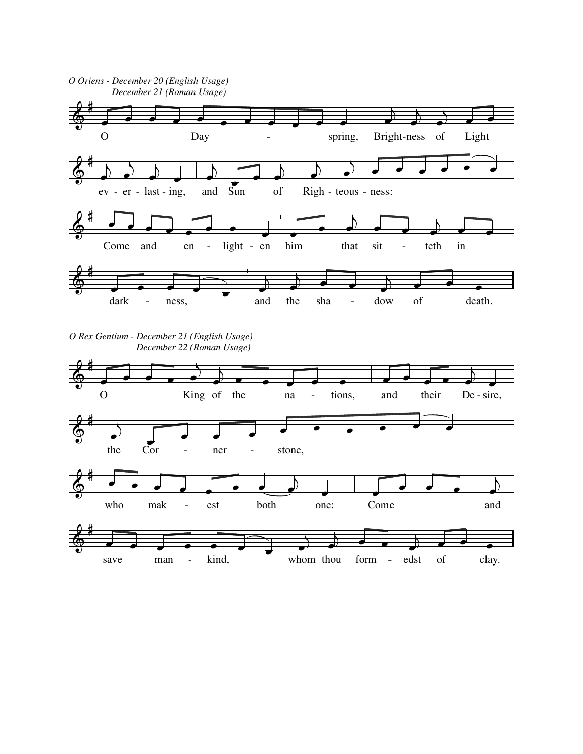*O Oriens - December 20 (English Usage)*
*December 21 (Roman Usage)*

O Day - spring, Bright-ness of Light ev - er - last - ing, and Sun of Righ - teous - ness: Come and en - light - en him that sit - teth in dark - ness, and the sha - dow of death.

*O Rex Gentium - December 21 (English Usage)*
*December 22 (Roman Usage)*

O King of the na - tions, and their De - sire, the Cor - ner - stone, who mak - est both one: Come and save man - kind, whom thou form - edst of clay.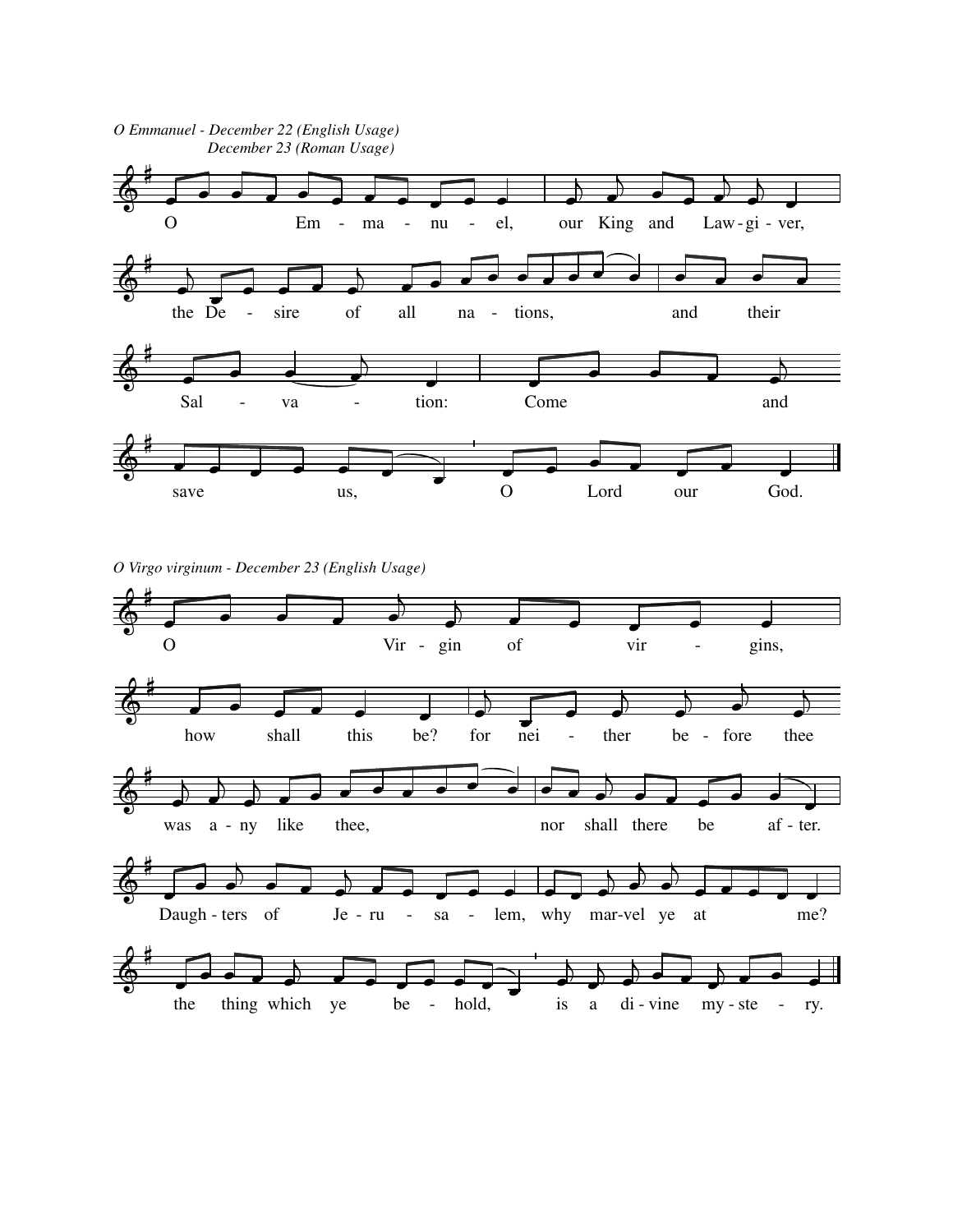*O Emmanuel - December 22 (English Usage)*
*December 23 (Roman Usage)*

O Em - ma - nu - el, our King and Law - gi - ver,

the De - sire of all na - tions, and their

Sal - va - tion: Come and

save us, O Lord our God.

*O Virgo virginum - December 23 (English Usage)*

O Vir - gin of vir - gins,

how shall this be? for nei - ther be - fore thee

was a - ny like thee, nor shall there be af - ter.

Daugh - ters of Je - ru - sa - lem, why mar-vel ye at me?

the thing which ye be - hold, is a di - vine my - ste - ry.